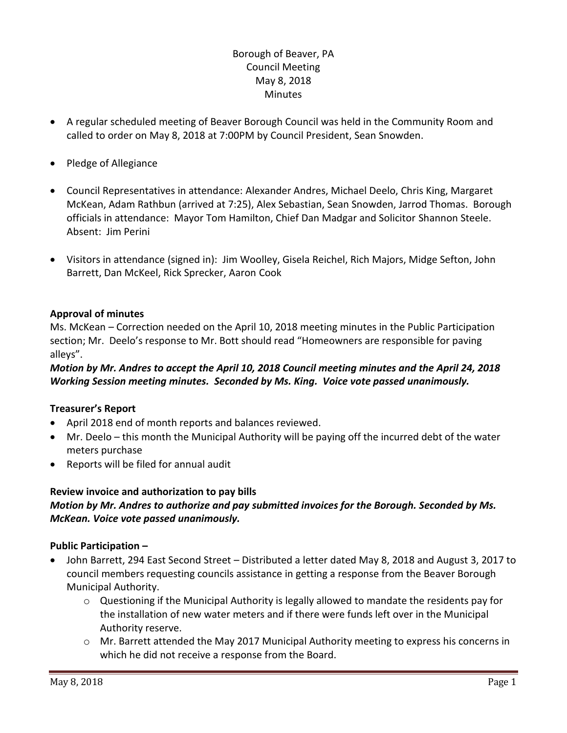Borough of Beaver, PA
Council Meeting
May 8, 2018
Minutes

- A regular scheduled meeting of Beaver Borough Council was held in the Community Room and called to order on May 8, 2018 at 7:00PM by Council President, Sean Snowden.
- Pledge of Allegiance
- Council Representatives in attendance: Alexander Andres, Michael Deelo, Chris King, Margaret McKean, Adam Rathbun (arrived at 7:25), Alex Sebastian, Sean Snowden, Jarrod Thomas. Borough officials in attendance: Mayor Tom Hamilton, Chief Dan Madgar and Solicitor Shannon Steele. Absent: Jim Perini
- Visitors in attendance (signed in): Jim Woolley, Gisela Reichel, Rich Majors, Midge Sefton, John Barrett, Dan McKeel, Rick Sprecker, Aaron Cook

**Approval of minutes**

Ms. McKean – Correction needed on the April 10, 2018 meeting minutes in the Public Participation section; Mr. Deelo's response to Mr. Bott should read "Homeowners are responsible for paving alleys".

***Motion by Mr. Andres to accept the April 10, 2018 Council meeting minutes and the April 24, 2018 Working Session meeting minutes. Seconded by Ms. King. Voice vote passed unanimously.***

**Treasurer's Report**

- April 2018 end of month reports and balances reviewed.
- Mr. Deelo – this month the Municipal Authority will be paying off the incurred debt of the water meters purchase
- Reports will be filed for annual audit

**Review invoice and authorization to pay bills**

***Motion by Mr. Andres to authorize and pay submitted invoices for the Borough. Seconded by Ms. McKean. Voice vote passed unanimously.***

**Public Participation –**

- John Barrett, 294 East Second Street – Distributed a letter dated May 8, 2018 and August 3, 2017 to council members requesting councils assistance in getting a response from the Beaver Borough Municipal Authority.
  - Questioning if the Municipal Authority is legally allowed to mandate the residents pay for the installation of new water meters and if there were funds left over in the Municipal Authority reserve.
  - Mr. Barrett attended the May 2017 Municipal Authority meeting to express his concerns in which he did not receive a response from the Board.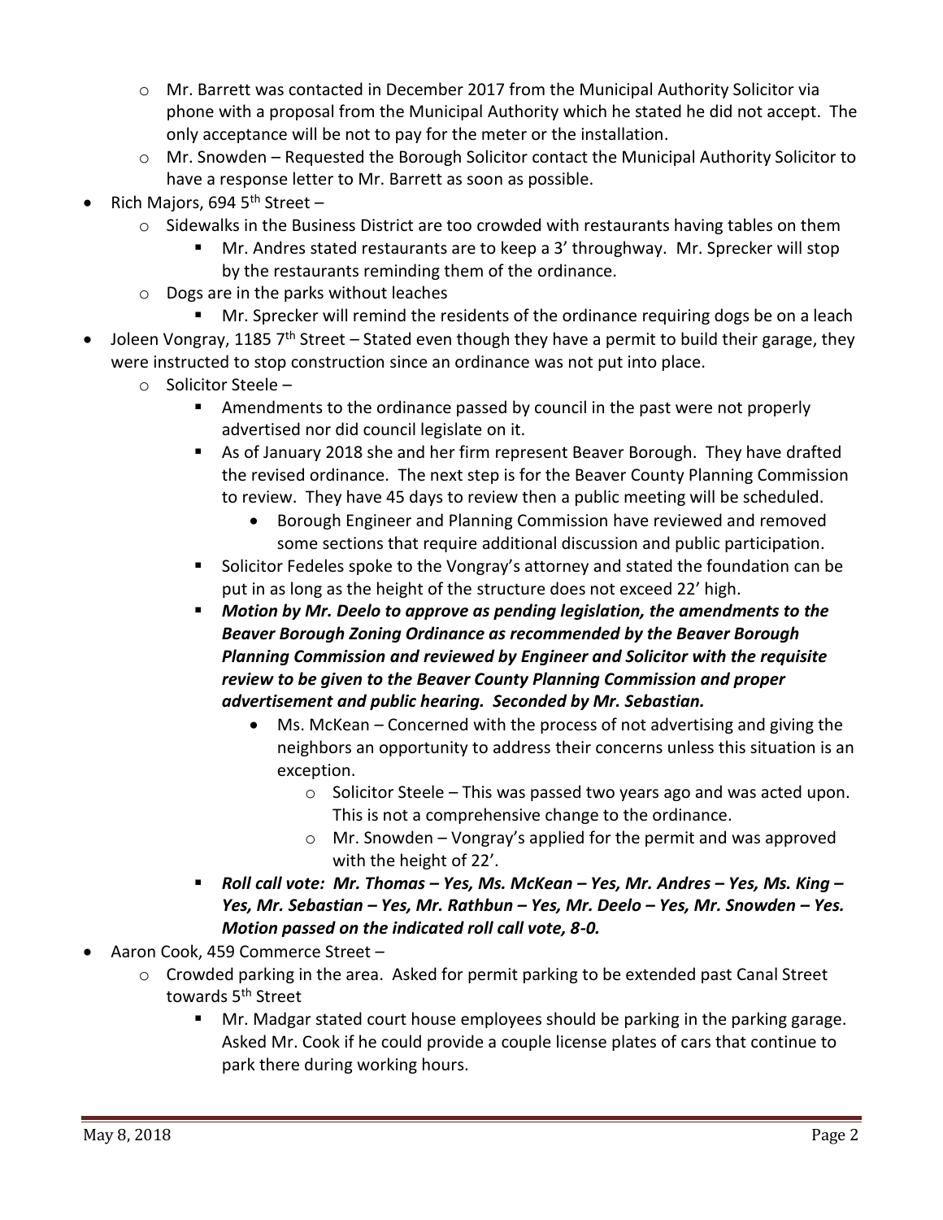- Mr. Barrett was contacted in December 2017 from the Municipal Authority Solicitor via phone with a proposal from the Municipal Authority which he stated he did not accept. The only acceptance will be not to pay for the meter or the installation.
  - Mr. Snowden – Requested the Borough Solicitor contact the Municipal Authority Solicitor to have a response letter to Mr. Barrett as soon as possible.
- Rich Majors, 694 5th Street –
  - Sidewalks in the Business District are too crowded with restaurants having tables on them
    - Mr. Andres stated restaurants are to keep a 3' throughway. Mr. Sprecker will stop by the restaurants reminding them of the ordinance.
  - Dogs are in the parks without leaches
    - Mr. Sprecker will remind the residents of the ordinance requiring dogs be on a leach
- Joleen Vongray, 1185 7th Street – Stated even though they have a permit to build their garage, they were instructed to stop construction since an ordinance was not put into place.
  - Solicitor Steele –
    - Amendments to the ordinance passed by council in the past were not properly advertised nor did council legislate on it.
    - As of January 2018 she and her firm represent Beaver Borough. They have drafted the revised ordinance. The next step is for the Beaver County Planning Commission to review. They have 45 days to review then a public meeting will be scheduled.
      - Borough Engineer and Planning Commission have reviewed and removed some sections that require additional discussion and public participation.
    - Solicitor Fedeles spoke to the Vongray's attorney and stated the foundation can be put in as long as the height of the structure does not exceed 22' high.
    - ***Motion by Mr. Deelo to approve as pending legislation, the amendments to the Beaver Borough Zoning Ordinance as recommended by the Beaver Borough Planning Commission and reviewed by Engineer and Solicitor with the requisite review to be given to the Beaver County Planning Commission and proper advertisement and public hearing. Seconded by Mr. Sebastian.***
      - Ms. McKean – Concerned with the process of not advertising and giving the neighbors an opportunity to address their concerns unless this situation is an exception.
        - Solicitor Steele – This was passed two years ago and was acted upon. This is not a comprehensive change to the ordinance.
        - Mr. Snowden – Vongray's applied for the permit and was approved with the height of 22'.
    - ***Roll call vote: Mr. Thomas – Yes, Ms. McKean – Yes, Mr. Andres – Yes, Ms. King – Yes, Mr. Sebastian – Yes, Mr. Rathbun – Yes, Mr. Deelo – Yes, Mr. Snowden – Yes. Motion passed on the indicated roll call vote, 8-0.***
- Aaron Cook, 459 Commerce Street –
  - Crowded parking in the area. Asked for permit parking to be extended past Canal Street towards 5th Street
    - Mr. Madgar stated court house employees should be parking in the parking garage. Asked Mr. Cook if he could provide a couple license plates of cars that continue to park there during working hours.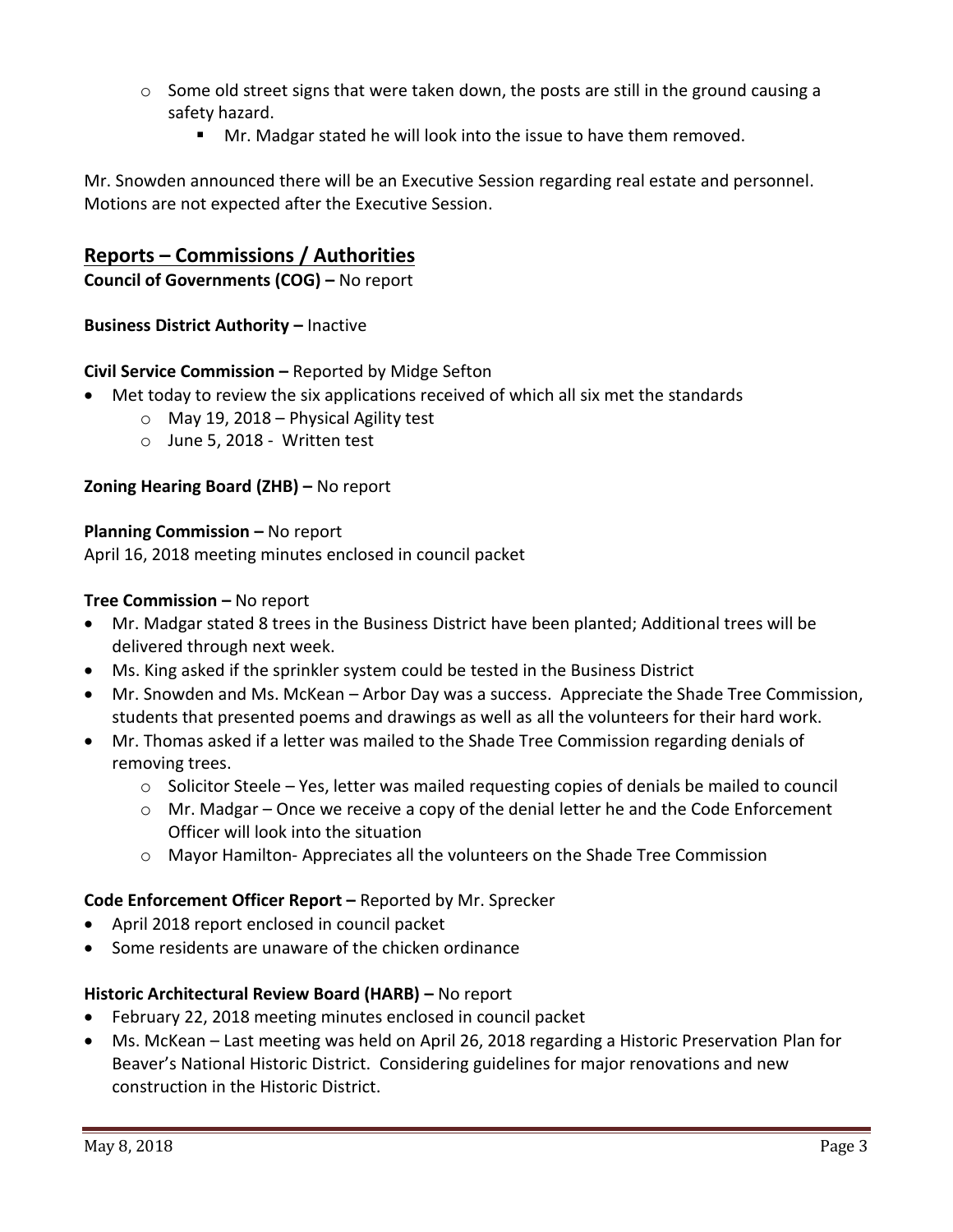- Some old street signs that were taken down, the posts are still in the ground causing a safety hazard.
    - Mr. Madgar stated he will look into the issue to have them removed.

Mr. Snowden announced there will be an Executive Session regarding real estate and personnel. Motions are not expected after the Executive Session.

## Reports – Commissions / Authorities

**Council of Governments (COG) –** No report

**Business District Authority –** Inactive

**Civil Service Commission –** Reported by Midge Sefton

- Met today to review the six applications received of which all six met the standards
    - May 19, 2018 – Physical Agility test
    - June 5, 2018 - Written test

**Zoning Hearing Board (ZHB) –** No report

**Planning Commission –** No report

April 16, 2018 meeting minutes enclosed in council packet

**Tree Commission –** No report

- Mr. Madgar stated 8 trees in the Business District have been planted; Additional trees will be delivered through next week.
- Ms. King asked if the sprinkler system could be tested in the Business District
- Mr. Snowden and Ms. McKean – Arbor Day was a success. Appreciate the Shade Tree Commission, students that presented poems and drawings as well as all the volunteers for their hard work.
- Mr. Thomas asked if a letter was mailed to the Shade Tree Commission regarding denials of removing trees.
    - Solicitor Steele – Yes, letter was mailed requesting copies of denials be mailed to council
    - Mr. Madgar – Once we receive a copy of the denial letter he and the Code Enforcement Officer will look into the situation
    - Mayor Hamilton- Appreciates all the volunteers on the Shade Tree Commission

**Code Enforcement Officer Report –** Reported by Mr. Sprecker

- April 2018 report enclosed in council packet
- Some residents are unaware of the chicken ordinance

**Historic Architectural Review Board (HARB) –** No report

- February 22, 2018 meeting minutes enclosed in council packet
- Ms. McKean – Last meeting was held on April 26, 2018 regarding a Historic Preservation Plan for Beaver's National Historic District. Considering guidelines for major renovations and new construction in the Historic District.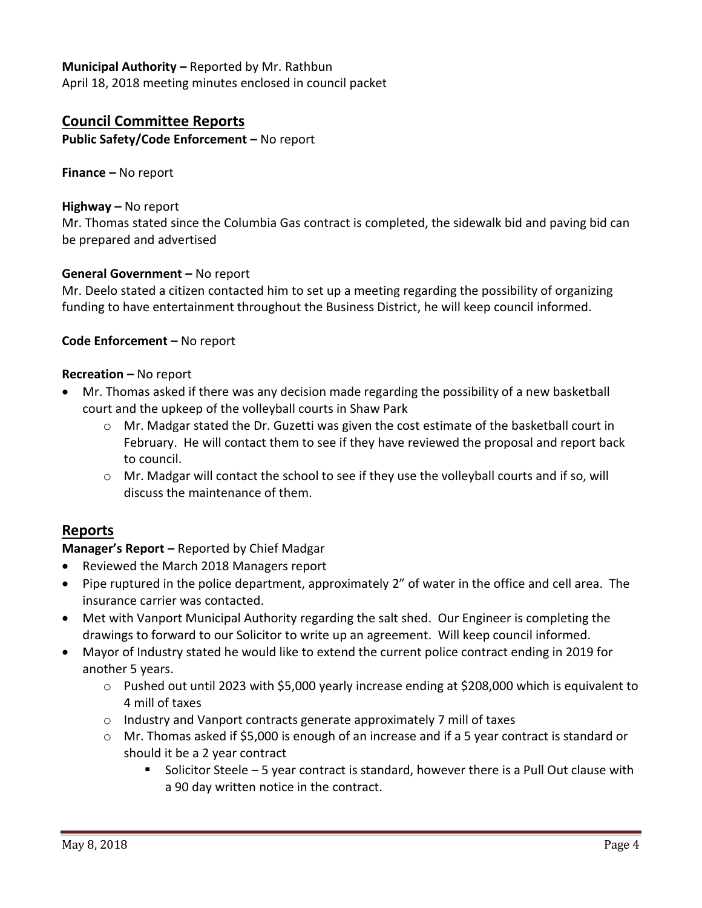**Municipal Authority –** Reported by Mr. Rathbun
April 18, 2018 meeting minutes enclosed in council packet

## Council Committee Reports

**Public Safety/Code Enforcement –** No report

**Finance –** No report

**Highway –** No report
Mr. Thomas stated since the Columbia Gas contract is completed, the sidewalk bid and paving bid can be prepared and advertised

**General Government –** No report
Mr. Deelo stated a citizen contacted him to set up a meeting regarding the possibility of organizing funding to have entertainment throughout the Business District, he will keep council informed.

**Code Enforcement –** No report

**Recreation –** No report

- Mr. Thomas asked if there was any decision made regarding the possibility of a new basketball court and the upkeep of the volleyball courts in Shaw Park
  - Mr. Madgar stated the Dr. Guzetti was given the cost estimate of the basketball court in February. He will contact them to see if they have reviewed the proposal and report back to council.
  - Mr. Madgar will contact the school to see if they use the volleyball courts and if so, will discuss the maintenance of them.

## Reports

**Manager's Report –** Reported by Chief Madgar

- Reviewed the March 2018 Managers report
- Pipe ruptured in the police department, approximately 2" of water in the office and cell area. The insurance carrier was contacted.
- Met with Vanport Municipal Authority regarding the salt shed. Our Engineer is completing the drawings to forward to our Solicitor to write up an agreement. Will keep council informed.
- Mayor of Industry stated he would like to extend the current police contract ending in 2019 for another 5 years.
  - Pushed out until 2023 with $5,000 yearly increase ending at $208,000 which is equivalent to 4 mill of taxes
  - Industry and Vanport contracts generate approximately 7 mill of taxes
  - Mr. Thomas asked if $5,000 is enough of an increase and if a 5 year contract is standard or should it be a 2 year contract
    - Solicitor Steele – 5 year contract is standard, however there is a Pull Out clause with a 90 day written notice in the contract.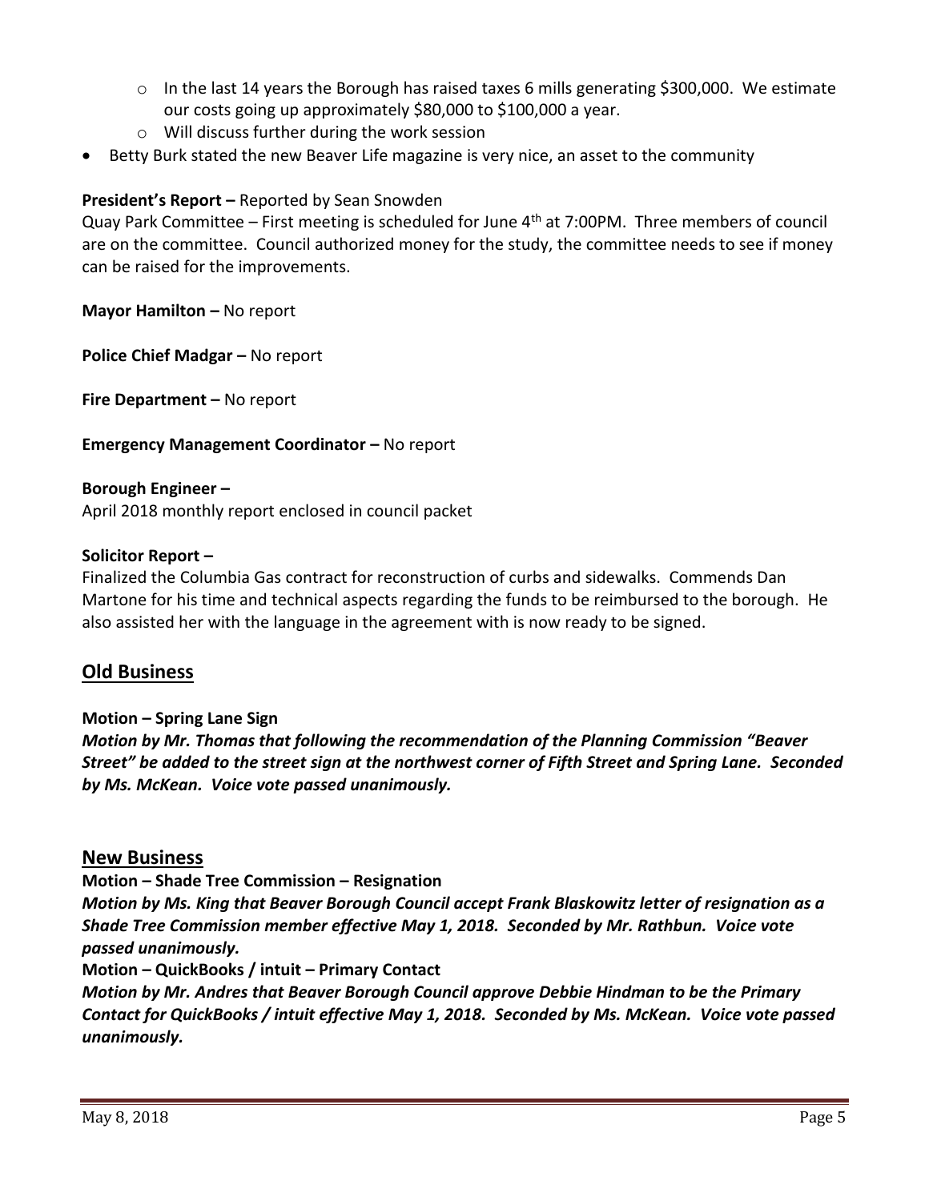- In the last 14 years the Borough has raised taxes 6 mills generating $300,000. We estimate our costs going up approximately $80,000 to $100,000 a year.
  - Will discuss further during the work session
- Betty Burk stated the new Beaver Life magazine is very nice, an asset to the community

**President's Report –** Reported by Sean Snowden

Quay Park Committee – First meeting is scheduled for June 4th at 7:00PM. Three members of council are on the committee. Council authorized money for the study, the committee needs to see if money can be raised for the improvements.

**Mayor Hamilton –** No report

**Police Chief Madgar –** No report

**Fire Department –** No report

**Emergency Management Coordinator –** No report

**Borough Engineer –**

April 2018 monthly report enclosed in council packet

**Solicitor Report –**

Finalized the Columbia Gas contract for reconstruction of curbs and sidewalks. Commends Dan Martone for his time and technical aspects regarding the funds to be reimbursed to the borough. He also assisted her with the language in the agreement with is now ready to be signed.

## Old Business

**Motion – Spring Lane Sign**

***Motion by Mr. Thomas that following the recommendation of the Planning Commission "Beaver Street" be added to the street sign at the northwest corner of Fifth Street and Spring Lane. Seconded by Ms. McKean. Voice vote passed unanimously.***

## New Business

**Motion – Shade Tree Commission – Resignation**

***Motion by Ms. King that Beaver Borough Council accept Frank Blaskowitz letter of resignation as a Shade Tree Commission member effective May 1, 2018. Seconded by Mr. Rathbun. Voice vote passed unanimously.***

**Motion – QuickBooks / intuit – Primary Contact**

***Motion by Mr. Andres that Beaver Borough Council approve Debbie Hindman to be the Primary Contact for QuickBooks / intuit effective May 1, 2018. Seconded by Ms. McKean. Voice vote passed unanimously.***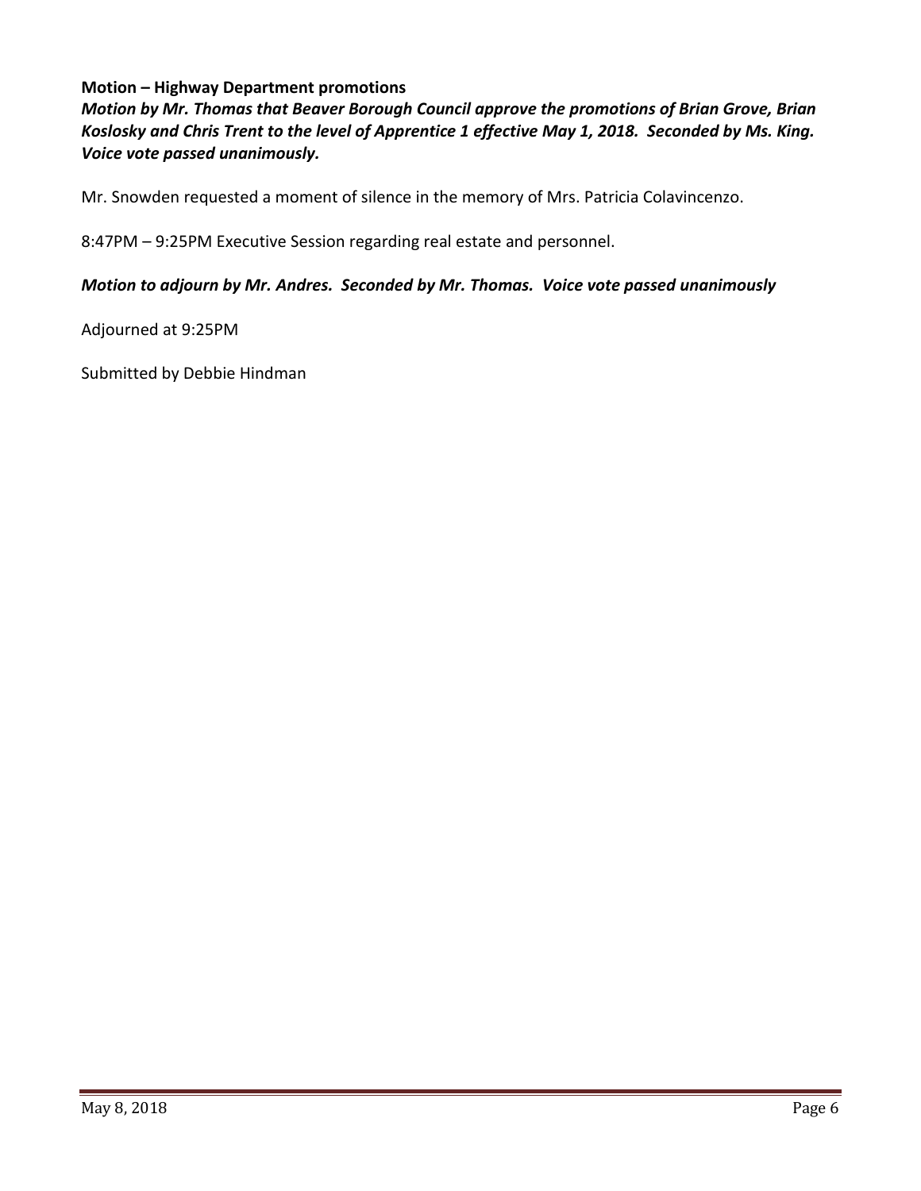**Motion – Highway Department promotions**

***Motion by Mr. Thomas that Beaver Borough Council approve the promotions of Brian Grove, Brian Koslosky and Chris Trent to the level of Apprentice 1 effective May 1, 2018. Seconded by Ms. King. Voice vote passed unanimously.***

Mr. Snowden requested a moment of silence in the memory of Mrs. Patricia Colavincenzo.

8:47PM – 9:25PM Executive Session regarding real estate and personnel.

***Motion to adjourn by Mr. Andres. Seconded by Mr. Thomas. Voice vote passed unanimously***

Adjourned at 9:25PM

Submitted by Debbie Hindman